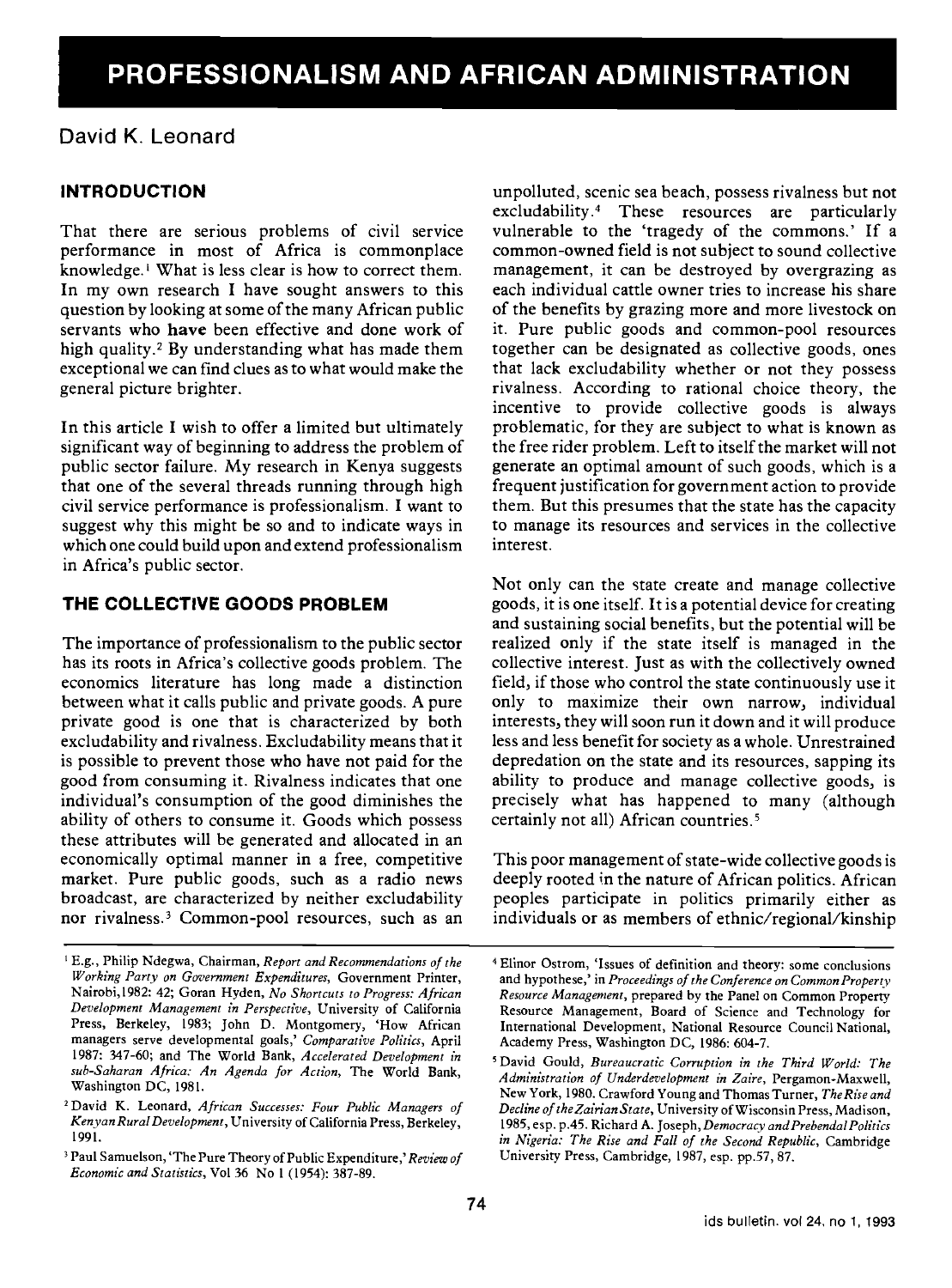# PROFESSIONALISM AND AFRICAN ADMINISTRATION

David K. Leonard

## INTRODUCTION

That there are serious problems of civil service performance in most of Africa is commonplace knowledge.[1] What is less clear is how to correct them. In my own research I have sought answers to this question by looking at some of the many African public servants who **have** been effective and done work of high quality.[2] By understanding what has made them exceptional we can find clues as to what would make the general picture brighter.

In this article I wish to offer a limited but ultimately significant way of beginning to address the problem of public sector failure. My research in Kenya suggests that one of the several threads running through high civil service performance is professionalism. I want to suggest why this might be so and to indicate ways in which one could build upon and extend professionalism in Africa's public sector.

## THE COLLECTIVE GOODS PROBLEM

The importance of professionalism to the public sector has its roots in Africa's collective goods problem. The economics literature has long made a distinction between what it calls public and private goods. A pure private good is one that is characterized by both excludability and rivalness. Excludability means that it is possible to prevent those who have not paid for the good from consuming it. Rivalness indicates that one individual's consumption of the good diminishes the ability of others to consume it. Goods which possess these attributes will be generated and allocated in an economically optimal manner in a free, competitive market. Pure public goods, such as a radio news broadcast, are characterized by neither excludability nor rivalness.[3] Common-pool resources, such as an unpolluted, scenic sea beach, possess rivalness but not excludability.[4] These resources are particularly vulnerable to the 'tragedy of the commons.' If a common-owned field is not subject to sound collective management, it can be destroyed by overgrazing as each individual cattle owner tries to increase his share of the benefits by grazing more and more livestock on it. Pure public goods and common-pool resources together can be designated as collective goods, ones that lack excludability whether or not they possess rivalness. According to rational choice theory, the incentive to provide collective goods is always problematic, for they are subject to what is known as the free rider problem. Left to itself the market will not generate an optimal amount of such goods, which is a frequent justification for government action to provide them. But this presumes that the state has the capacity to manage its resources and services in the collective interest.

Not only can the state create and manage collective goods, it is one itself. It is a potential device for creating and sustaining social benefits, but the potential will be realized only if the state itself is managed in the collective interest. Just as with the collectively owned field, if those who control the state continuously use it only to maximize their own narrow, individual interests, they will soon run it down and it will produce less and less benefit for society as a whole. Unrestrained depredation on the state and its resources, sapping its ability to produce and manage collective goods, is precisely what has happened to many (although certainly not all) African countries.[5]

This poor management of state-wide collective goods is deeply rooted in the nature of African politics. African peoples participate in politics primarily either as individuals or as members of ethnic/regional/kinship

---

[1] E.g., Philip Ndegwa, Chairman, *Report and Recommendations of the Working Party on Government Expenditures*, Government Printer, Nairobi, 1982: 42; Goran Hyden, *No Shortcuts to Progress: African Development Management in Perspective*, University of California Press, Berkeley, 1983; John D. Montgomery, 'How African managers serve developmental goals,' *Comparative Politics*, April 1987: 347-60; and The World Bank, *Accelerated Development in sub-Saharan Africa: An Agenda for Action*, The World Bank, Washington DC, 1981.

[2] David K. Leonard, *African Successes: Four Public Managers of Kenyan Rural Development*, University of California Press, Berkeley, 1991.

[3] Paul Samuelson, 'The Pure Theory of Public Expenditure,' *Review of Economic and Statistics*, Vol 36 No 1 (1954): 387-89.

[4] Elinor Ostrom, 'Issues of definition and theory: some conclusions and hypothese,' in *Proceedings of the Conference on Common Property Resource Management*, prepared by the Panel on Common Property Resource Management, Board of Science and Technology for International Development, National Resource Council National, Academy Press, Washington DC, 1986: 604-7.

[5] David Gould, *Bureaucratic Corruption in the Third World: The Administration of Underdevelopment in Zaire*, Pergamon-Maxwell, New York, 1980. Crawford Young and Thomas Turner, *The Rise and Decline of the Zairian State*, University of Wisconsin Press, Madison, 1985, esp. p.45. Richard A. Joseph, *Democracy and Prebendal Politics in Nigeria: The Rise and Fall of the Second Republic*, Cambridge University Press, Cambridge, 1987, esp. pp.57, 87.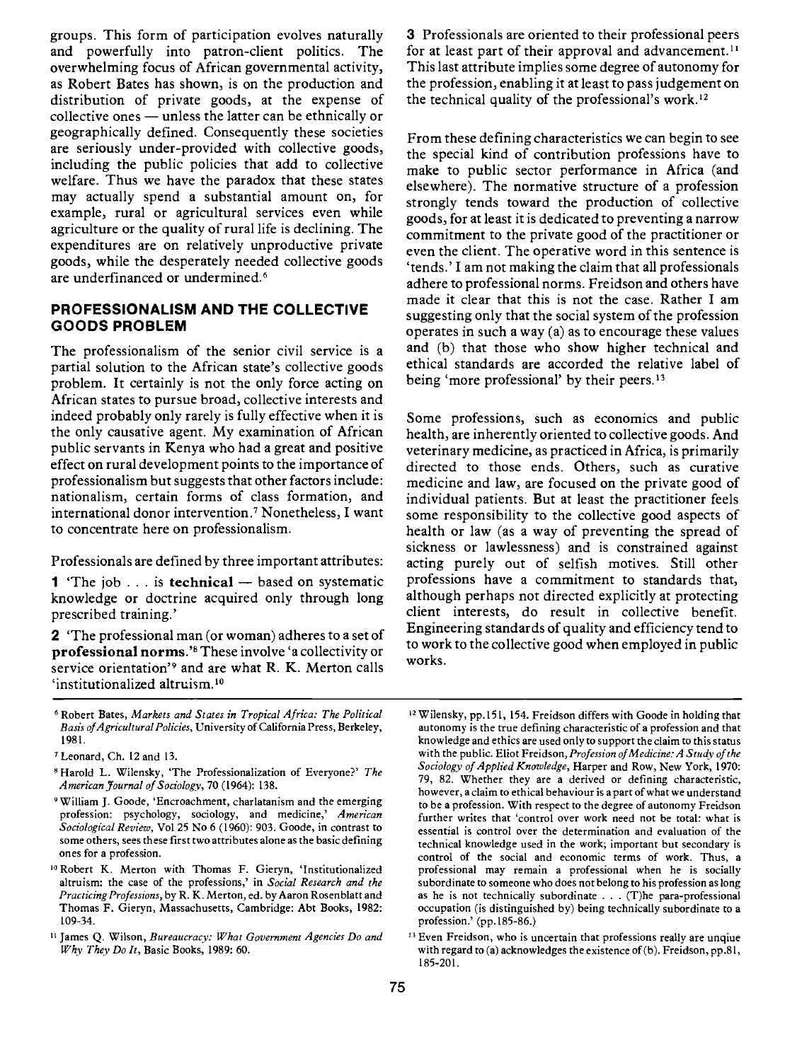groups. This form of participation evolves naturally and powerfully into patron-client politics. The overwhelming focus of African governmental activity, as Robert Bates has shown, is on the production and distribution of private goods, at the expense of collective ones — unless the latter can be ethnically or geographically defined. Consequently these societies are seriously under-provided with collective goods, including the public policies that add to collective welfare. Thus we have the paradox that these states may actually spend a substantial amount on, for example, rural or agricultural services even while agriculture or the quality of rural life is declining. The expenditures are on relatively unproductive private goods, while the desperately needed collective goods are underfinanced or undermined.[6]

## PROFESSIONALISM AND THE COLLECTIVE GOODS PROBLEM

The professionalism of the senior civil service is a partial solution to the African state's collective goods problem. It certainly is not the only force acting on African states to pursue broad, collective interests and indeed probably only rarely is fully effective when it is the only causative agent. My examination of African public servants in Kenya who had a great and positive effect on rural development points to the importance of professionalism but suggests that other factors include: nationalism, certain forms of class formation, and international donor intervention.[7] Nonetheless, I want to concentrate here on professionalism.

Professionals are defined by three important attributes:

**1** 'The job . . . is **technical** — based on systematic knowledge or doctrine acquired only through long prescribed training.'

**2** 'The professional man (or woman) adheres to a set of **professional norms**.'[8] These involve 'a collectivity or service orientation'[9] and are what R. K. Merton calls 'institutionalized altruism.[10]

**3** Professionals are oriented to their professional peers for at least part of their approval and advancement.[11] This last attribute implies some degree of autonomy for the profession, enabling it at least to pass judgement on the technical quality of the professional's work.[12]

From these defining characteristics we can begin to see the special kind of contribution professions have to make to public sector performance in Africa (and elsewhere). The normative structure of a profession strongly tends toward the production of collective goods, for at least it is dedicated to preventing a narrow commitment to the private good of the practitioner or even the client. The operative word in this sentence is 'tends.' I am not making the claim that all professionals adhere to professional norms. Freidson and others have made it clear that this is not the case. Rather I am suggesting only that the social system of the profession operates in such a way (a) as to encourage these values and (b) that those who show higher technical and ethical standards are accorded the relative label of being 'more professional' by their peers.[13]

Some professions, such as economics and public health, are inherently oriented to collective goods. And veterinary medicine, as practiced in Africa, is primarily directed to those ends. Others, such as curative medicine and law, are focused on the private good of individual patients. But at least the practitioner feels some responsibility to the collective good aspects of health or law (as a way of preventing the spread of sickness or lawlessness) and is constrained against acting purely out of selfish motives. Still other professions have a commitment to standards that, although perhaps not directed explicitly at protecting client interests, do result in collective benefit. Engineering standards of quality and efficiency tend to to work to the collective good when employed in public works.

---

[6] Robert Bates, *Markets and States in Tropical Africa: The Political Basis of Agricultural Policies*, University of California Press, Berkeley, 1981.

[7] Leonard, Ch. 12 and 13.

[8] Harold L. Wilensky, 'The Professionalization of Everyone?' *The American Journal of Sociology*, 70 (1964): 138.

[9] William J. Goode, 'Encroachment, charlatanism and the emerging profession: psychology, sociology, and medicine,' *American Sociological Review*, Vol 25 No 6 (1960): 903. Goode, in contrast to some others, sees these first two attributes alone as the basic defining ones for a profession.

[10] Robert K. Merton with Thomas F. Gieryn, 'Institutionalized altruism: the case of the professions,' in *Social Research and the Practicing Professions*, by R. K. Merton, ed. by Aaron Rosenblatt and Thomas F. Gieryn, Massachusetts, Cambridge: Abt Books, 1982: 109-34.

[11] James Q. Wilson, *Bureaucracy: What Government Agencies Do and Why They Do It*, Basic Books, 1989: 60.

[12] Wilensky, pp.151, 154. Freidson differs with Goode in holding that autonomy is the true defining characteristic of a profession and that knowledge and ethics are used only to support the claim to this status with the public. Eliot Freidson, *Profession of Medicine: A Study of the Sociology of Applied Knowledge*, Harper and Row, New York, 1970: 79, 82. Whether they are a derived or defining characteristic, however, a claim to ethical behaviour is a part of what we understand to be a profession. With respect to the degree of autonomy Freidson further writes that 'control over work need not be total: what is essential is control over the determination and evaluation of the technical knowledge used in the work; important but secondary is control of the social and economic terms of work. Thus, a professional may remain a professional when he is socially subordinate to someone who does not belong to his profession as long as he is not technically subordinate . . . (T)he para-professional occupation (is distinguished by) being technically subordinate to a profession.' (pp.185-86.)

[13] Even Freidson, who is uncertain that professions really are unqiue with regard to (a) acknowledges the existence of (b). Freidson, pp.81, 185-201.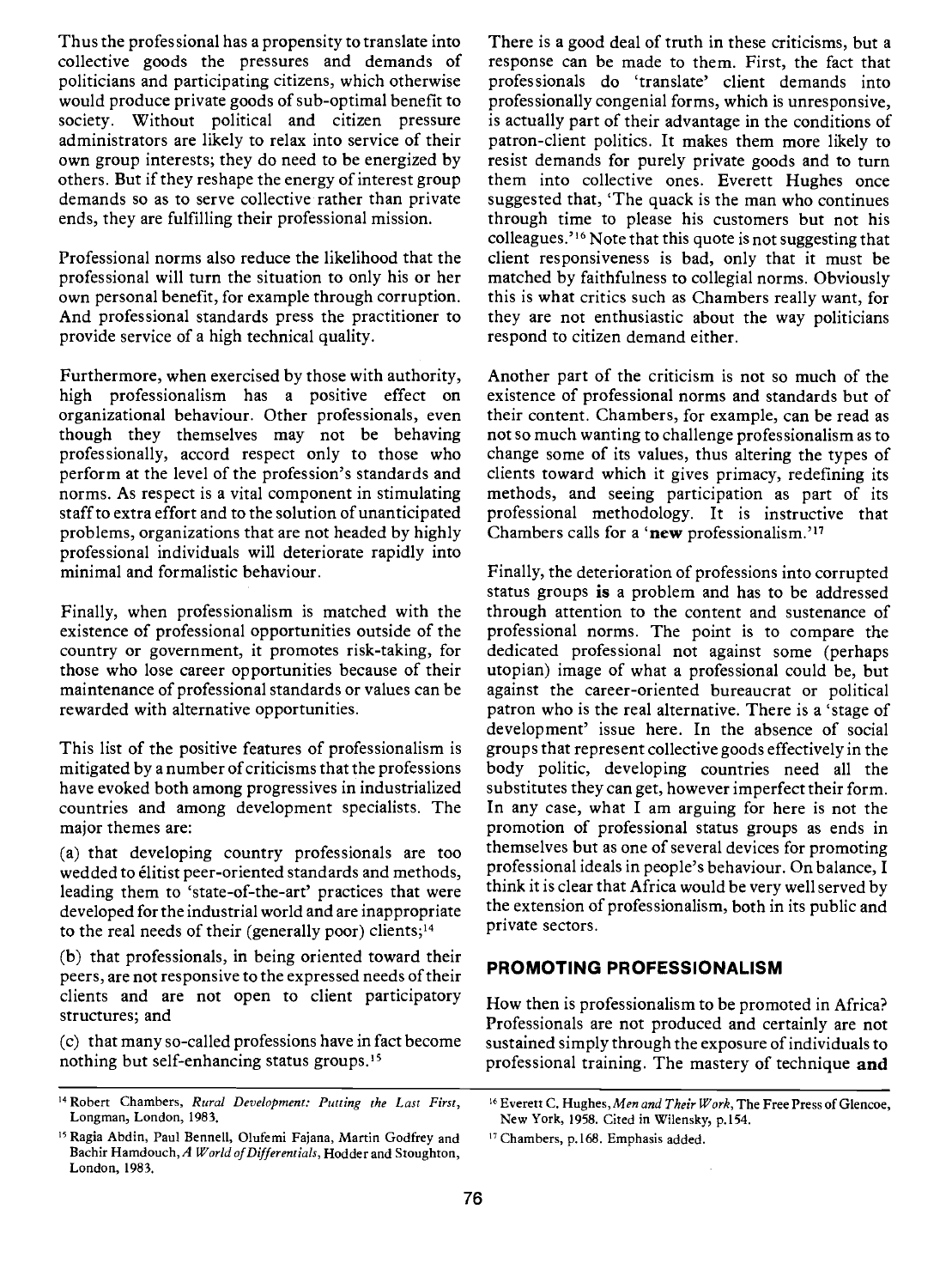Thus the professional has a propensity to translate into collective goods the pressures and demands of politicians and participating citizens, which otherwise would produce private goods of sub-optimal benefit to society. Without political and citizen pressure administrators are likely to relax into service of their own group interests; they do need to be energized by others. But if they reshape the energy of interest group demands so as to serve collective rather than private ends, they are fulfilling their professional mission.

Professional norms also reduce the likelihood that the professional will turn the situation to only his or her own personal benefit, for example through corruption. And professional standards press the practitioner to provide service of a high technical quality.

Furthermore, when exercised by those with authority, high professionalism has a positive effect on organizational behaviour. Other professionals, even though they themselves may not be behaving professionally, accord respect only to those who perform at the level of the profession's standards and norms. As respect is a vital component in stimulating staff to extra effort and to the solution of unanticipated problems, organizations that are not headed by highly professional individuals will deteriorate rapidly into minimal and formalistic behaviour.

Finally, when professionalism is matched with the existence of professional opportunities outside of the country or government, it promotes risk-taking, for those who lose career opportunities because of their maintenance of professional standards or values can be rewarded with alternative opportunities.

This list of the positive features of professionalism is mitigated by a number of criticisms that the professions have evoked both among progressives in industrialized countries and among development specialists. The major themes are:

(a) that developing country professionals are too wedded to élitist peer-oriented standards and methods, leading them to 'state-of-the-art' practices that were developed for the industrial world and are inappropriate to the real needs of their (generally poor) clients;[14]

(b) that professionals, in being oriented toward their peers, are not responsive to the expressed needs of their clients and are not open to client participatory structures; and

(c) that many so-called professions have in fact become nothing but self-enhancing status groups.[15]

There is a good deal of truth in these criticisms, but a response can be made to them. First, the fact that professionals do 'translate' client demands into professionally congenial forms, which is unresponsive, is actually part of their advantage in the conditions of patron-client politics. It makes them more likely to resist demands for purely private goods and to turn them into collective ones. Everett Hughes once suggested that, 'The quack is the man who continues through time to please his customers but not his colleagues.'[16] Note that this quote is not suggesting that client responsiveness is bad, only that it must be matched by faithfulness to collegial norms. Obviously this is what critics such as Chambers really want, for they are not enthusiastic about the way politicians respond to citizen demand either.

Another part of the criticism is not so much of the existence of professional norms and standards but of their content. Chambers, for example, can be read as not so much wanting to challenge professionalism as to change some of its values, thus altering the types of clients toward which it gives primacy, redefining its methods, and seeing participation as part of its professional methodology. It is instructive that Chambers calls for a '**new** professionalism.'[17]

Finally, the deterioration of professions into corrupted status groups **is** a problem and has to be addressed through attention to the content and sustenance of professional norms. The point is to compare the dedicated professional not against some (perhaps utopian) image of what a professional could be, but against the career-oriented bureaucrat or political patron who is the real alternative. There is a 'stage of development' issue here. In the absence of social groups that represent collective goods effectively in the body politic, developing countries need all the substitutes they can get, however imperfect their form. In any case, what I am arguing for here is not the promotion of professional status groups as ends in themselves but as one of several devices for promoting professional ideals in people's behaviour. On balance, I think it is clear that Africa would be very well served by the extension of professionalism, both in its public and private sectors.

## PROMOTING PROFESSIONALISM

How then is professionalism to be promoted in Africa? Professionals are not produced and certainly are not sustained simply through the exposure of individuals to professional training. The mastery of technique **and**

---

[14] Robert Chambers, *Rural Development: Putting the Last First*, Longman, London, 1983.

[15] Ragia Abdin, Paul Bennell, Olufemi Fajana, Martin Godfrey and Bachir Hamdouch, *A World of Differentials*, Hodder and Stoughton, London, 1983.

[16] Everett C. Hughes, *Men and Their Work*, The Free Press of Glencoe, New York, 1958. Cited in Wilensky, p.154.

[17] Chambers, p.168. Emphasis added.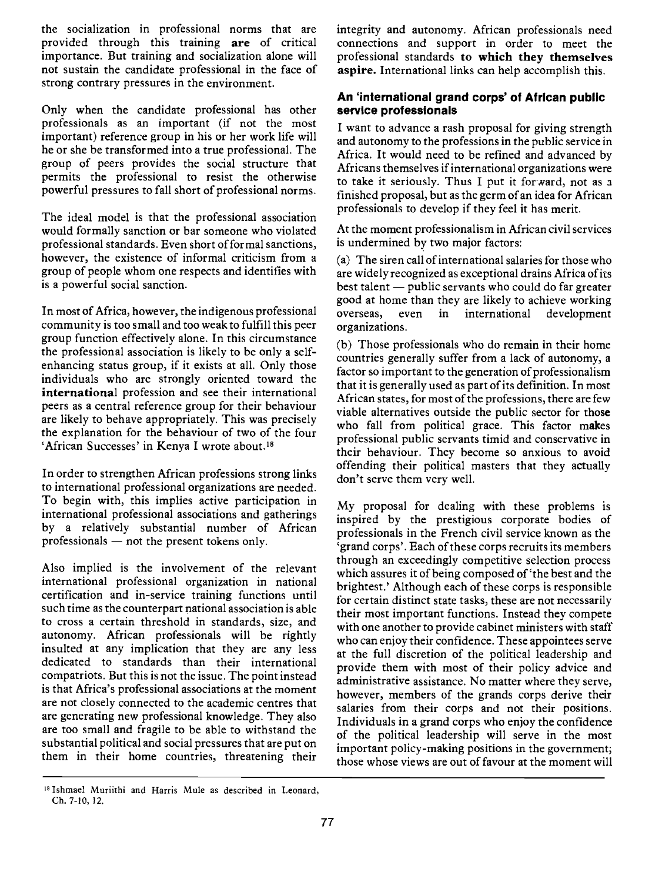the socialization in professional norms that are provided through this training **are** of critical importance. But training and socialization alone will not sustain the candidate professional in the face of strong contrary pressures in the environment.

Only when the candidate professional has other professionals as an important (if not the most important) reference group in his or her work life will he or she be transformed into a true professional. The group of peers provides the social structure that permits the professional to resist the otherwise powerful pressures to fall short of professional norms.

The ideal model is that the professional association would formally sanction or bar someone who violated professional standards. Even short of formal sanctions, however, the existence of informal criticism from a group of people whom one respects and identifies with is a powerful social sanction.

In most of Africa, however, the indigenous professional community is too small and too weak to fulfill this peer group function effectively alone. In this circumstance the professional association is likely to be only a self-enhancing status group, if it exists at all. Only those individuals who are strongly oriented toward the **international** profession and see their international peers as a central reference group for their behaviour are likely to behave appropriately. This was precisely the explanation for the behaviour of two of the four 'African Successes' in Kenya I wrote about.[18]

In order to strengthen African professions strong links to international professional organizations are needed. To begin with, this implies active participation in international professional associations and gatherings by a relatively substantial number of African professionals — not the present tokens only.

Also implied is the involvement of the relevant international professional organization in national certification and in-service training functions until such time as the counterpart national association is able to cross a certain threshold in standards, size, and autonomy. African professionals will be rightly insulted at any implication that they are any less dedicated to standards than their international compatriots. But this is not the issue. The point instead is that Africa's professional associations at the moment are not closely connected to the academic centres that are generating new professional knowledge. They also are too small and fragile to be able to withstand the substantial political and social pressures that are put on them in their home countries, threatening their integrity and autonomy. African professionals need connections and support in order to meet the professional standards **to which they themselves aspire.** International links can help accomplish this.

### An 'international grand corps' of African public service professionals

I want to advance a rash proposal for giving strength and autonomy to the professions in the public service in Africa. It would need to be refined and advanced by Africans themselves if international organizations were to take it seriously. Thus I put it forward, not as a finished proposal, but as the germ of an idea for African professionals to develop if they feel it has merit.

At the moment professionalism in African civil services is undermined by two major factors:

(a) The siren call of international salaries for those who are widely recognized as exceptional drains Africa of its best talent — public servants who could do far greater good at home than they are likely to achieve working overseas, even in international development organizations.

(b) Those professionals who do remain in their home countries generally suffer from a lack of autonomy, a factor so important to the generation of professionalism that it is generally used as part of its definition. In most African states, for most of the professions, there are few viable alternatives outside the public sector for those who fall from political grace. This factor makes professional public servants timid and conservative in their behaviour. They become so anxious to avoid offending their political masters that they actually don't serve them very well.

My proposal for dealing with these problems is inspired by the prestigious corporate bodies of professionals in the French civil service known as the 'grand corps'. Each of these corps recruits its members through an exceedingly competitive selection process which assures it of being composed of 'the best and the brightest.' Although each of these corps is responsible for certain distinct state tasks, these are not necessarily their most important functions. Instead they compete with one another to provide cabinet ministers with staff who can enjoy their confidence. These appointees serve at the full discretion of the political leadership and provide them with most of their policy advice and administrative assistance. No matter where they serve, however, members of the grands corps derive their salaries from their corps and not their positions. Individuals in a grand corps who enjoy the confidence of the political leadership will serve in the most important policy-making positions in the government; those whose views are out of favour at the moment will

[18] Ishmael Muriithi and Harris Mule as described in Leonard, Ch. 7-10, 12.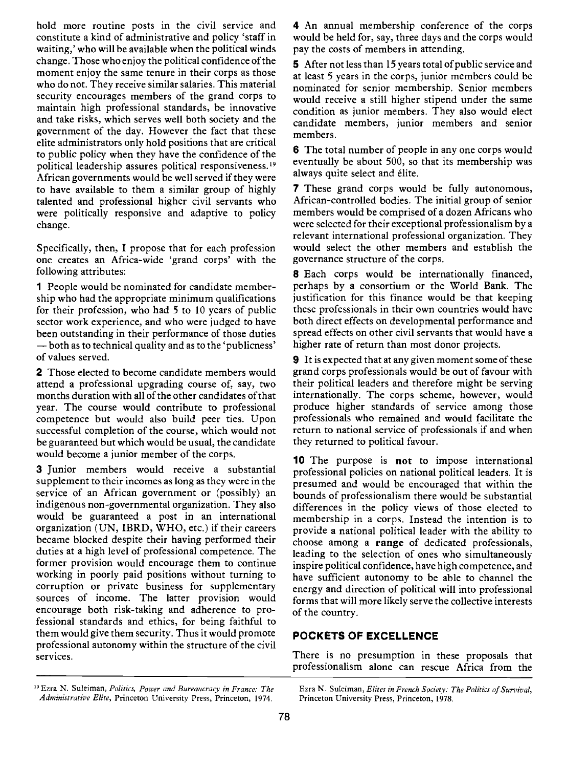hold more routine posts in the civil service and constitute a kind of administrative and policy 'staff in waiting,' who will be available when the political winds change. Those who enjoy the political confidence of the moment enjoy the same tenure in their corps as those who do not. They receive similar salaries. This material security encourages members of the grand corps to maintain high professional standards, be innovative and take risks, which serves well both society and the government of the day. However the fact that these elite administrators only hold positions that are critical to public policy when they have the confidence of the political leadership assures political responsiveness.[19] African governments would be well served if they were to have available to them a similar group of highly talented and professional higher civil servants who were politically responsive and adaptive to policy change.

Specifically, then, I propose that for each profession one creates an Africa-wide 'grand corps' with the following attributes:

**1** People would be nominated for candidate membership who had the appropriate minimum qualifications for their profession, who had 5 to 10 years of public sector work experience, and who were judged to have been outstanding in their performance of those duties — both as to technical quality and as to the 'publicness' of values served.

**2** Those elected to become candidate members would attend a professional upgrading course of, say, two months duration with all of the other candidates of that year. The course would contribute to professional competence but would also build peer ties. Upon successful completion of the course, which would not be guaranteed but which would be usual, the candidate would become a junior member of the corps.

**3** Junior members would receive a substantial supplement to their incomes as long as they were in the service of an African government or (possibly) an indigenous non-governmental organization. They also would be guaranteed a post in an international organization (UN, IBRD, WHO, etc.) if their careers became blocked despite their having performed their duties at a high level of professional competence. The former provision would encourage them to continue working in poorly paid positions without turning to corruption or private business for supplementary sources of income. The latter provision would encourage both risk-taking and adherence to professional standards and ethics, for being faithful to them would give them security. Thus it would promote professional autonomy within the structure of the civil services.

**4** An annual membership conference of the corps would be held for, say, three days and the corps would pay the costs of members in attending.

**5** After not less than 15 years total of public service and at least 5 years in the corps, junior members could be nominated for senior membership. Senior members would receive a still higher stipend under the same condition as junior members. They also would elect candidate members, junior members and senior members.

**6** The total number of people in any one corps would eventually be about 500, so that its membership was always quite select and élite.

**7** These grand corps would be fully autonomous, African-controlled bodies. The initial group of senior members would be comprised of a dozen Africans who were selected for their exceptional professionalism by a relevant international professional organization. They would select the other members and establish the governance structure of the corps.

**8** Each corps would be internationally financed, perhaps by a consortium or the World Bank. The justification for this finance would be that keeping these professionals in their own countries would have both direct effects on developmental performance and spread effects on other civil servants that would have a higher rate of return than most donor projects.

**9** It is expected that at any given moment some of these grand corps professionals would be out of favour with their political leaders and therefore might be serving internationally. The corps scheme, however, would produce higher standards of service among those professionals who remained and would facilitate the return to national service of professionals if and when they returned to political favour.

**10** The purpose is **not** to impose international professional policies on national political leaders. It is presumed and would be encouraged that within the bounds of professionalism there would be substantial differences in the policy views of those elected to membership in a corps. Instead the intention is to provide a national political leader with the ability to choose among a **range** of dedicated professionals, leading to the selection of ones who simultaneously inspire political confidence, have high competence, and have sufficient autonomy to be able to channel the energy and direction of political will into professional forms that will more likely serve the collective interests of the country.

## POCKETS OF EXCELLENCE

There is no presumption in these proposals that professionalism alone can rescue Africa from the

---

[19] Ezra N. Suleiman, *Politics, Power and Bureaucracy in France: The Administrative Elite*, Princeton University Press, Princeton, 1974. Ezra N. Suleiman, *Elites in French Society: The Politics of Survival*, Princeton University Press, Princeton, 1978.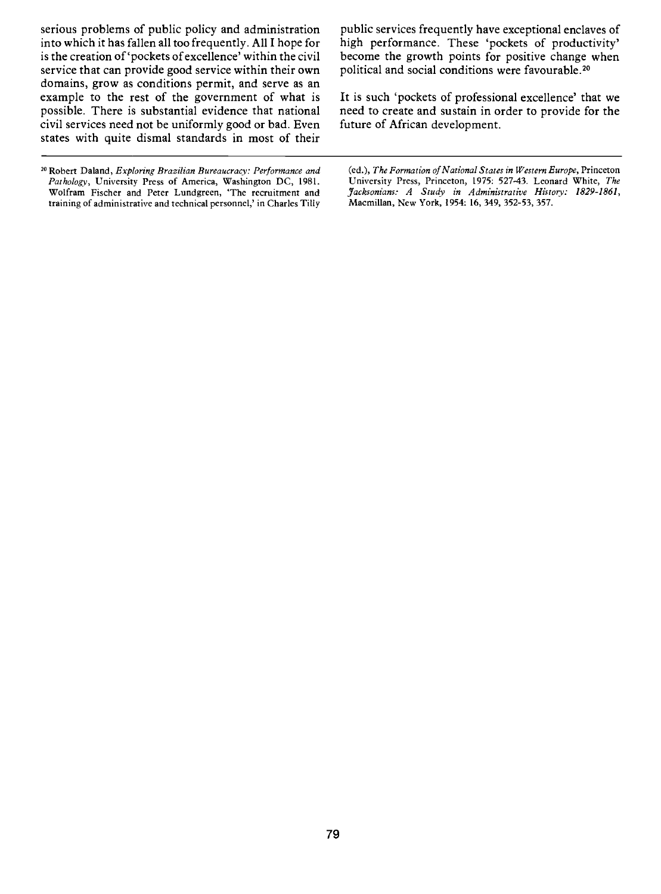serious problems of public policy and administration into which it has fallen all too frequently. All I hope for is the creation of 'pockets of excellence' within the civil service that can provide good service within their own domains, grow as conditions permit, and serve as an example to the rest of the government of what is possible. There is substantial evidence that national civil services need not be uniformly good or bad. Even states with quite dismal standards in most of their public services frequently have exceptional enclaves of high performance. These 'pockets of productivity' become the growth points for positive change when political and social conditions were favourable.[20]

It is such 'pockets of professional excellence' that we need to create and sustain in order to provide for the future of African development.

---

[20] Robert Daland, *Exploring Brazilian Bureaucracy: Performance and Pathology*, University Press of America, Washington DC, 1981. Wolfram Fischer and Peter Lundgreen, 'The recruitment and training of administrative and technical personnel,' in Charles Tilly (ed.), *The Formation of National States in Western Europe*, Princeton University Press, Princeton, 1975: 527-43. Leonard White, *The Jacksonians: A Study in Administrative History: 1829-1861*, Macmillan, New York, 1954: 16, 349, 352-53, 357.